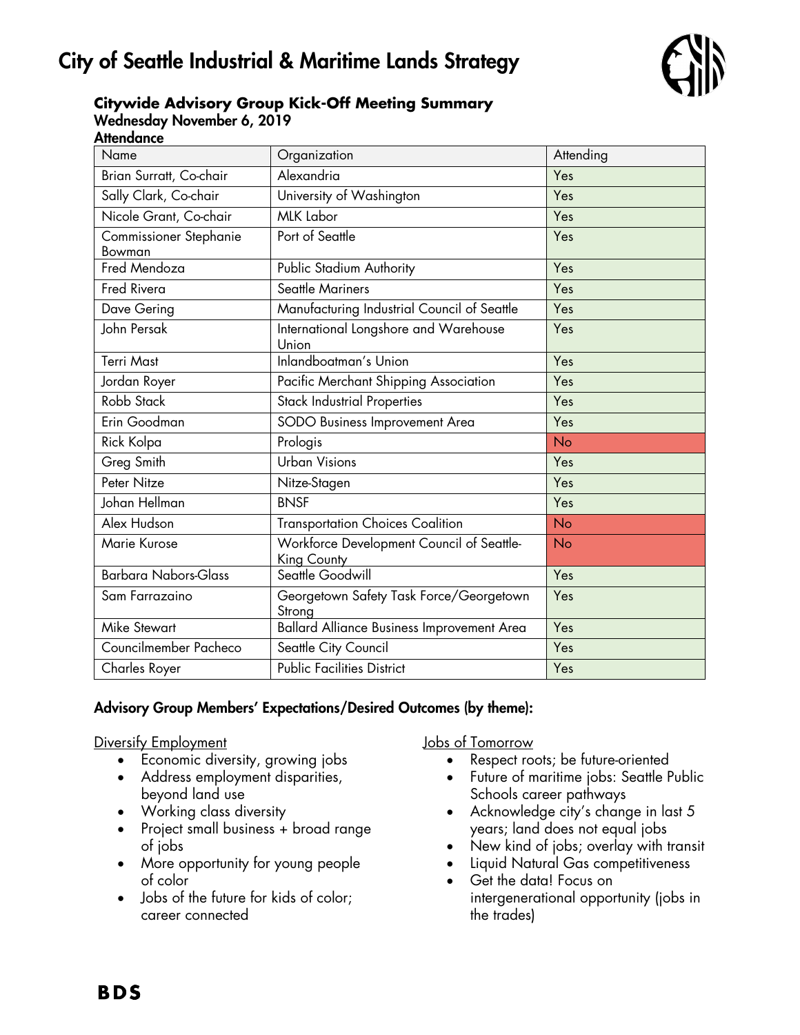# City of Seattle Industrial & Maritime Lands Strategy

## Citywide Advisory Group Kick-Off Meeting Summary

### Wednesday November 6, 2019

### Attendance

| Name | Organization | Attending |
|---|---|---|
| Brian Surratt, Co-chair | Alexandria | Yes |
| Sally Clark, Co-chair | University of Washington | Yes |
| Nicole Grant, Co-chair | MLK Labor | Yes |
| Commissioner Stephanie Bowman | Port of Seattle | Yes |
| Fred Mendoza | Public Stadium Authority | Yes |
| Fred Rivera | Seattle Mariners | Yes |
| Dave Gering | Manufacturing Industrial Council of Seattle | Yes |
| John Persak | International Longshore and Warehouse Union | Yes |
| Terri Mast | Inlandboatman's Union | Yes |
| Jordan Royer | Pacific Merchant Shipping Association | Yes |
| Robb Stack | Stack Industrial Properties | Yes |
| Erin Goodman | SODO Business Improvement Area | Yes |
| Rick Kolpa | Prologis | No |
| Greg Smith | Urban Visions | Yes |
| Peter Nitze | Nitze-Stagen | Yes |
| Johan Hellman | BNSF | Yes |
| Alex Hudson | Transportation Choices Coalition | No |
| Marie Kurose | Workforce Development Council of Seattle-King County | No |
| Barbara Nabors-Glass | Seattle Goodwill | Yes |
| Sam Farrazaino | Georgetown Safety Task Force/Georgetown Strong | Yes |
| Mike Stewart | Ballard Alliance Business Improvement Area | Yes |
| Councilmember Pacheco | Seattle City Council | Yes |
| Charles Royer | Public Facilities District | Yes |

### Advisory Group Members' Expectations/Desired Outcomes (by theme):

Diversify Employment

- Economic diversity, growing jobs
- Address employment disparities, beyond land use
- Working class diversity
- Project small business + broad range of jobs
- More opportunity for young people of color
- Jobs of the future for kids of color; career connected

Jobs of Tomorrow

- Respect roots; be future-oriented
- Future of maritime jobs: Seattle Public Schools career pathways
- Acknowledge city's change in last 5 years; land does not equal jobs
- New kind of jobs; overlay with transit
- Liquid Natural Gas competitiveness
- Get the data! Focus on intergenerational opportunity (jobs in the trades)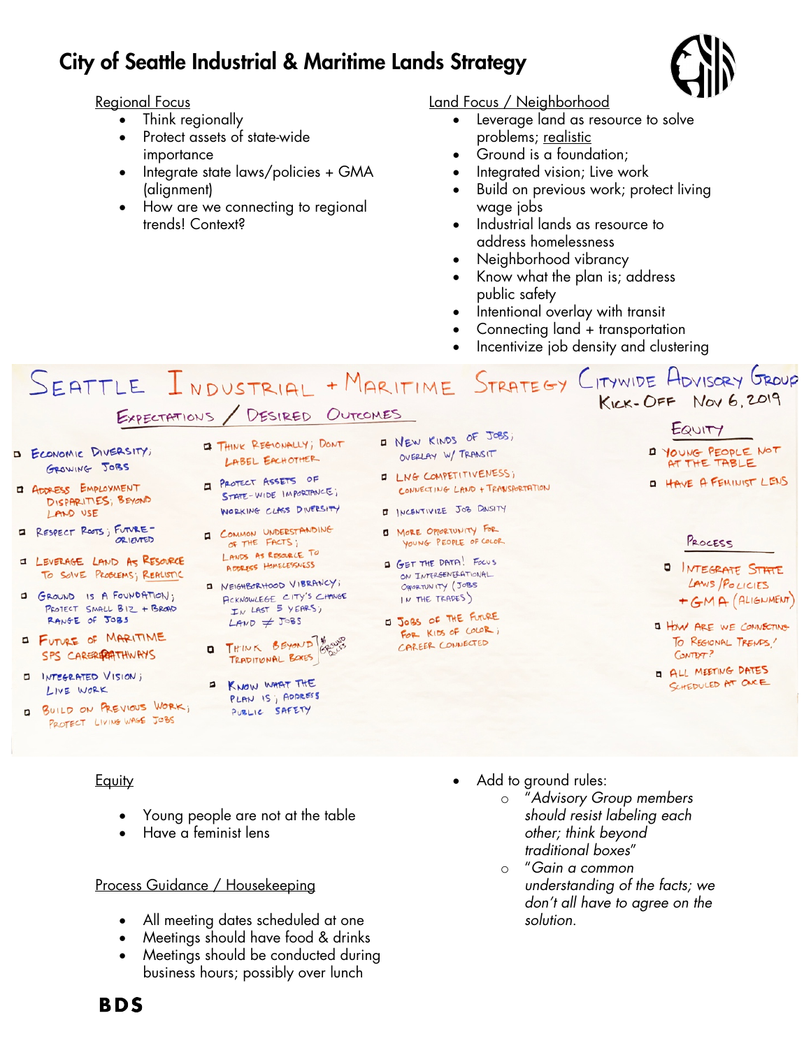# City of Seattle Industrial & Maritime Lands Strategy

Regional Focus

- Think regionally
- Protect assets of state-wide importance
- Integrate state laws/policies + GMA (alignment)
- How are we connecting to regional trends! Context?

Land Focus / Neighborhood

- Leverage land as resource to solve problems; realistic
- Ground is a foundation;
- Integrated vision; Live work
- Build on previous work; protect living wage jobs
- Industrial lands as resource to address homelessness
- Neighborhood vibrancy
- Know what the plan is; address public safety
- Intentional overlay with transit
- Connecting land + transportation
- Incentivize job density and clustering

SEATTLE INDUSTRIAL + MARITIME STRATEGY CITYWIDE ADVISORY GROUP
KICK-OFF NOV 6, 2019

EXPECTATIONS / DESIRED OUTCOMES

- ECONOMIC DIVERSITY; GROWING JOBS
- ADDRESS EMPLOYMENT DISPARITIES; BEYOND LAND USE
- RESPECT ROOTS; FUTURE-ORIENTED
- LEVERAGE LAND AS RESOURCE TO SOLVE PROBLEMS; REALISTIC
- GROUND IS A FOUNDATION; PROTECT SMALL BIZ + BROAD RANGE OF JOBS
- FUTURE OF MARITIME SPS CAREER PATHWAYS
- INTEGRATED VISION; LIVE WORK
- BUILD ON PREVIOUS WORK; PROTECT LIVING WAGE JOBS
- THINK REGIONALLY; DON'T LABEL EACH OTHER
- PROTECT ASSETS OF STATE-WIDE IMPORTANCE; WORKING CLASS DIVERSITY
- COMMON UNDERSTANDING OF THE FACTS; LANDS AS RESOURCE TO ADDRESS HOMELESSNESS
- NEIGHBORHOOD VIBRANCY; ACKNOWLEDGE CITY'S CHANGE IN LAST 5 YEARS; LAND ≠ JOBS
- THINK BEYOND TRADITIONAL BOXES (GROUND RULES)
- KNOW WHAT THE PLAN IS; ADDRESS PUBLIC SAFETY
- NEW KINDS OF JOBS; OVERLAY W/ TRANSIT
- LNG COMPETITIVENESS; CONNECTING LAND + TRANSPORTATION
- INCENTIVIZE JOB DENSITY
- MORE OPPORTUNITY FOR YOUNG PEOPLE OF COLOR
- GET THE DATA! FOCUS ON INTERGENERATIONAL OPPORTUNITY (JOBS IN THE TRADES)
- JOBS OF THE FUTURE FOR KIDS OF COLOR; CAREER CONNECTED

EQUITY

- YOUNG PEOPLE NOT AT THE TABLE
- HAVE A FEMINIST LENS

PROCESS

- INTEGRATE STATE LAWS/POLICIES + GMA (ALIGNMENT)
- HOW ARE WE CONNECTING TO REGIONAL TRENDS, CONTEXT?
- ALL MEETING DATES SCHEDULED AT ONCE

Equity

- Young people are not at the table
- Have a feminist lens

Process Guidance / Housekeeping

- All meeting dates scheduled at one
- Meetings should have food & drinks
- Meetings should be conducted during business hours; possibly over lunch

- Add to ground rules:
  - *"Advisory Group members should resist labeling each other; think beyond traditional boxes"*
  - *"Gain a common understanding of the facts; we don't all have to agree on the solution.*

BDS